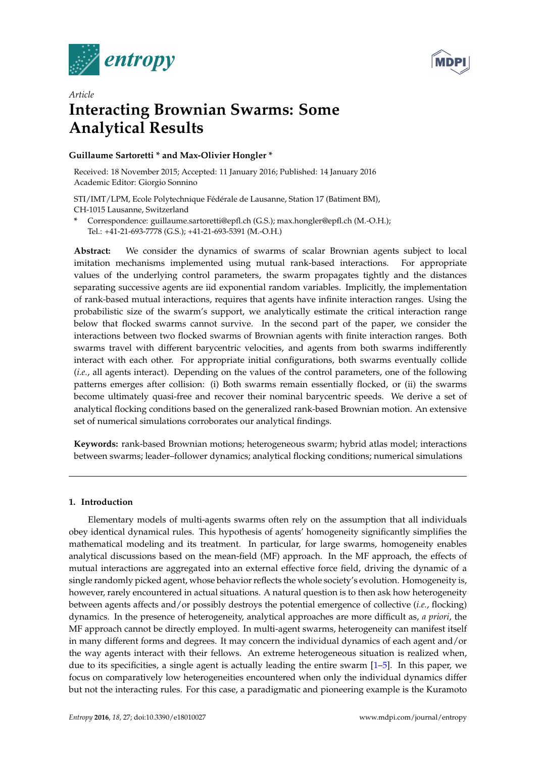*Article*

# Interacting Brownian Swarms: Some Analytical Results

**Guillaume Sartoretti * and Max-Olivier Hongler ***

Received: 18 November 2015; Accepted: 11 January 2016; Published: 14 January 2016
Academic Editor: Giorgio Sonnino

STI/IMT/LPM, Ecole Polytechnique Fédérale de Lausanne, Station 17 (Batiment BM), CH-1015 Lausanne, Switzerland

\* Correspondence: guillaume.sartoretti@epfl.ch (G.S.); max.hongler@epfl.ch (M.-O.H.); Tel.: +41-21-693-7778 (G.S.); +41-21-693-5391 (M.-O.H.)

**Abstract:** We consider the dynamics of swarms of scalar Brownian agents subject to local imitation mechanisms implemented using mutual rank-based interactions. For appropriate values of the underlying control parameters, the swarm propagates tightly and the distances separating successive agents are iid exponential random variables. Implicitly, the implementation of rank-based mutual interactions, requires that agents have infinite interaction ranges. Using the probabilistic size of the swarm's support, we analytically estimate the critical interaction range below that flocked swarms cannot survive. In the second part of the paper, we consider the interactions between two flocked swarms of Brownian agents with finite interaction ranges. Both swarms travel with different barycentric velocities, and agents from both swarms indifferently interact with each other. For appropriate initial configurations, both swarms eventually collide (*i.e.*, all agents interact). Depending on the values of the control parameters, one of the following patterns emerges after collision: (i) Both swarms remain essentially flocked, or (ii) the swarms become ultimately quasi-free and recover their nominal barycentric speeds. We derive a set of analytical flocking conditions based on the generalized rank-based Brownian motion. An extensive set of numerical simulations corroborates our analytical findings.

**Keywords:** rank-based Brownian motions; heterogeneous swarm; hybrid atlas model; interactions between swarms; leader–follower dynamics; analytical flocking conditions; numerical simulations

## 1. Introduction

Elementary models of multi-agents swarms often rely on the assumption that all individuals obey identical dynamical rules. This hypothesis of agents' homogeneity significantly simplifies the mathematical modeling and its treatment. In particular, for large swarms, homogeneity enables analytical discussions based on the mean-field (MF) approach. In the MF approach, the effects of mutual interactions are aggregated into an external effective force field, driving the dynamic of a single randomly picked agent, whose behavior reflects the whole society's evolution. Homogeneity is, however, rarely encountered in actual situations. A natural question is to then ask how heterogeneity between agents affects and/or possibly destroys the potential emergence of collective (*i.e.*, flocking) dynamics. In the presence of heterogeneity, analytical approaches are more difficult as, *a priori*, the MF approach cannot be directly employed. In multi-agent swarms, heterogeneity can manifest itself in many different forms and degrees. It may concern the individual dynamics of each agent and/or the way agents interact with their fellows. An extreme heterogeneous situation is realized when, due to its specificities, a single agent is actually leading the entire swarm [1–5]. In this paper, we focus on comparatively low heterogeneities encountered when only the individual dynamics differ but not the interacting rules. For this case, a paradigmatic and pioneering example is the Kuramoto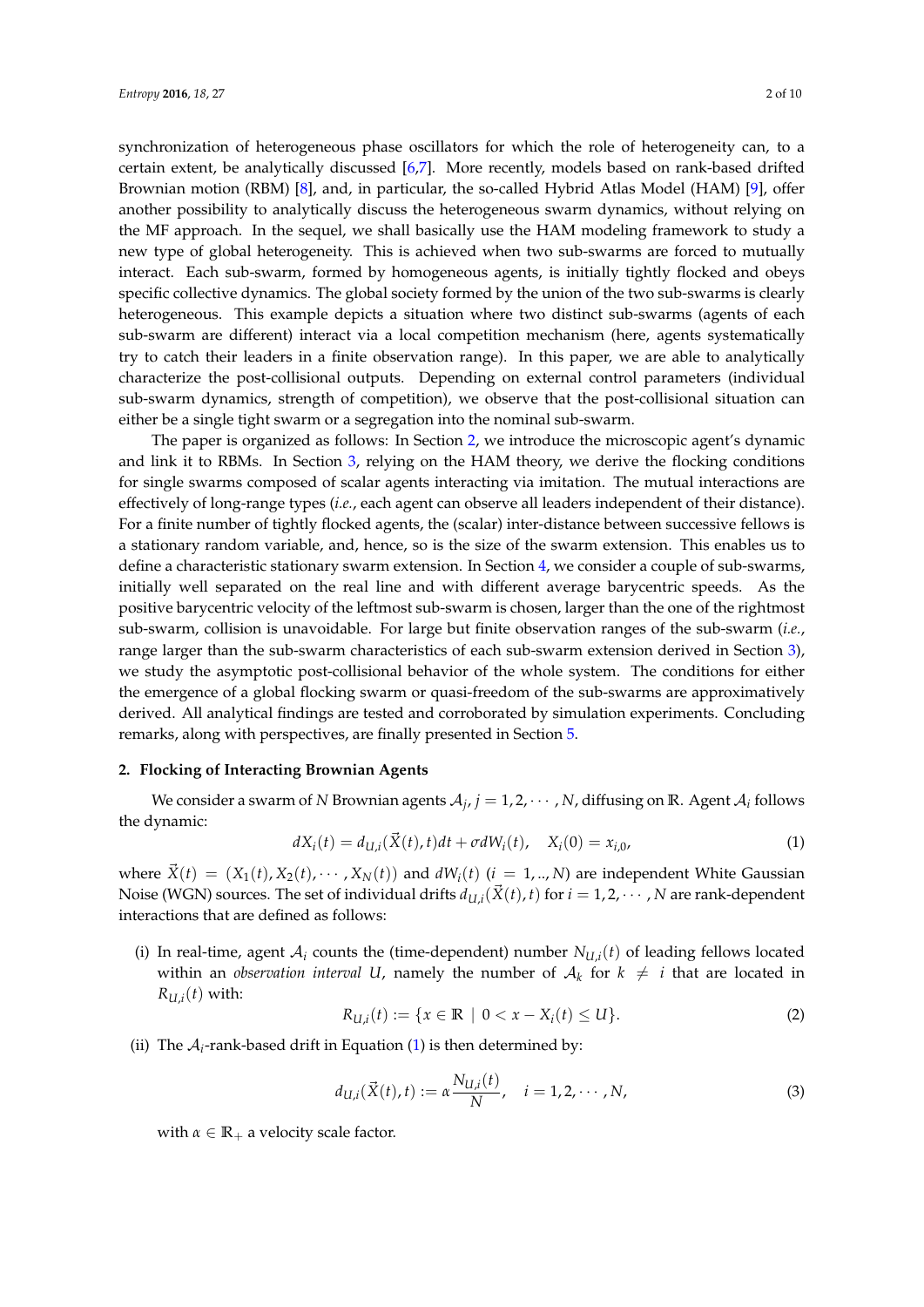synchronization of heterogeneous phase oscillators for which the role of heterogeneity can, to a certain extent, be analytically discussed [6,7]. More recently, models based on rank-based drifted Brownian motion (RBM) [8], and, in particular, the so-called Hybrid Atlas Model (HAM) [9], offer another possibility to analytically discuss the heterogeneous swarm dynamics, without relying on the MF approach. In the sequel, we shall basically use the HAM modeling framework to study a new type of global heterogeneity. This is achieved when two sub-swarms are forced to mutually interact. Each sub-swarm, formed by homogeneous agents, is initially tightly flocked and obeys specific collective dynamics. The global society formed by the union of the two sub-swarms is clearly heterogeneous. This example depicts a situation where two distinct sub-swarms (agents of each sub-swarm are different) interact via a local competition mechanism (here, agents systematically try to catch their leaders in a finite observation range). In this paper, we are able to analytically characterize the post-collisional outputs. Depending on external control parameters (individual sub-swarm dynamics, strength of competition), we observe that the post-collisional situation can either be a single tight swarm or a segregation into the nominal sub-swarm.

The paper is organized as follows: In Section 2, we introduce the microscopic agent's dynamic and link it to RBMs. In Section 3, relying on the HAM theory, we derive the flocking conditions for single swarms composed of scalar agents interacting via imitation. The mutual interactions are effectively of long-range types (*i.e.*, each agent can observe all leaders independent of their distance). For a finite number of tightly flocked agents, the (scalar) inter-distance between successive fellows is a stationary random variable, and, hence, so is the size of the swarm extension. This enables us to define a characteristic stationary swarm extension. In Section 4, we consider a couple of sub-swarms, initially well separated on the real line and with different average barycentric speeds. As the positive barycentric velocity of the leftmost sub-swarm is chosen, larger than the one of the rightmost sub-swarm, collision is unavoidable. For large but finite observation ranges of the sub-swarm (*i.e.*, range larger than the sub-swarm characteristics of each sub-swarm extension derived in Section 3), we study the asymptotic post-collisional behavior of the whole system. The conditions for either the emergence of a global flocking swarm or quasi-freedom of the sub-swarms are approximatively derived. All analytical findings are tested and corroborated by simulation experiments. Concluding remarks, along with perspectives, are finally presented in Section 5.

## 2. Flocking of Interacting Brownian Agents

We consider a swarm of $N$ Brownian agents $\mathcal{A}_j$, $j = 1, 2, \cdots, N$, diffusing on $\mathbb{R}$. Agent $\mathcal{A}_i$ follows the dynamic:

$$dX_i(t) = d_{U,i}(\vec{X}(t), t)dt + \sigma dW_i(t), \quad X_i(0) = x_{i,0}, \tag{1}$$

where $\vec{X}(t) = (X_1(t), X_2(t), \cdots, X_N(t))$ and $dW_i(t)$ $(i = 1, .., N)$ are independent White Gaussian Noise (WGN) sources. The set of individual drifts $d_{U,i}(\vec{X}(t), t)$ for $i = 1, 2, \cdots, N$ are rank-dependent interactions that are defined as follows:

(i) In real-time, agent $\mathcal{A}_i$ counts the (time-dependent) number $N_{U,i}(t)$ of leading fellows located within an *observation interval* $U$, namely the number of $\mathcal{A}_k$ for $k \neq i$ that are located in $R_{U,i}(t)$ with:

$$R_{U,i}(t) := \{x \in \mathbb{R} \mid 0 < x - X_i(t) \leq U\}. \tag{2}$$

(ii) The $\mathcal{A}_i$-rank-based drift in Equation (1) is then determined by:

$$d_{U,i}(\vec{X}(t), t) := \alpha \frac{N_{U,i}(t)}{N}, \quad i = 1, 2, \cdots, N, \tag{3}$$

with $\alpha \in \mathbb{R}_+$ a velocity scale factor.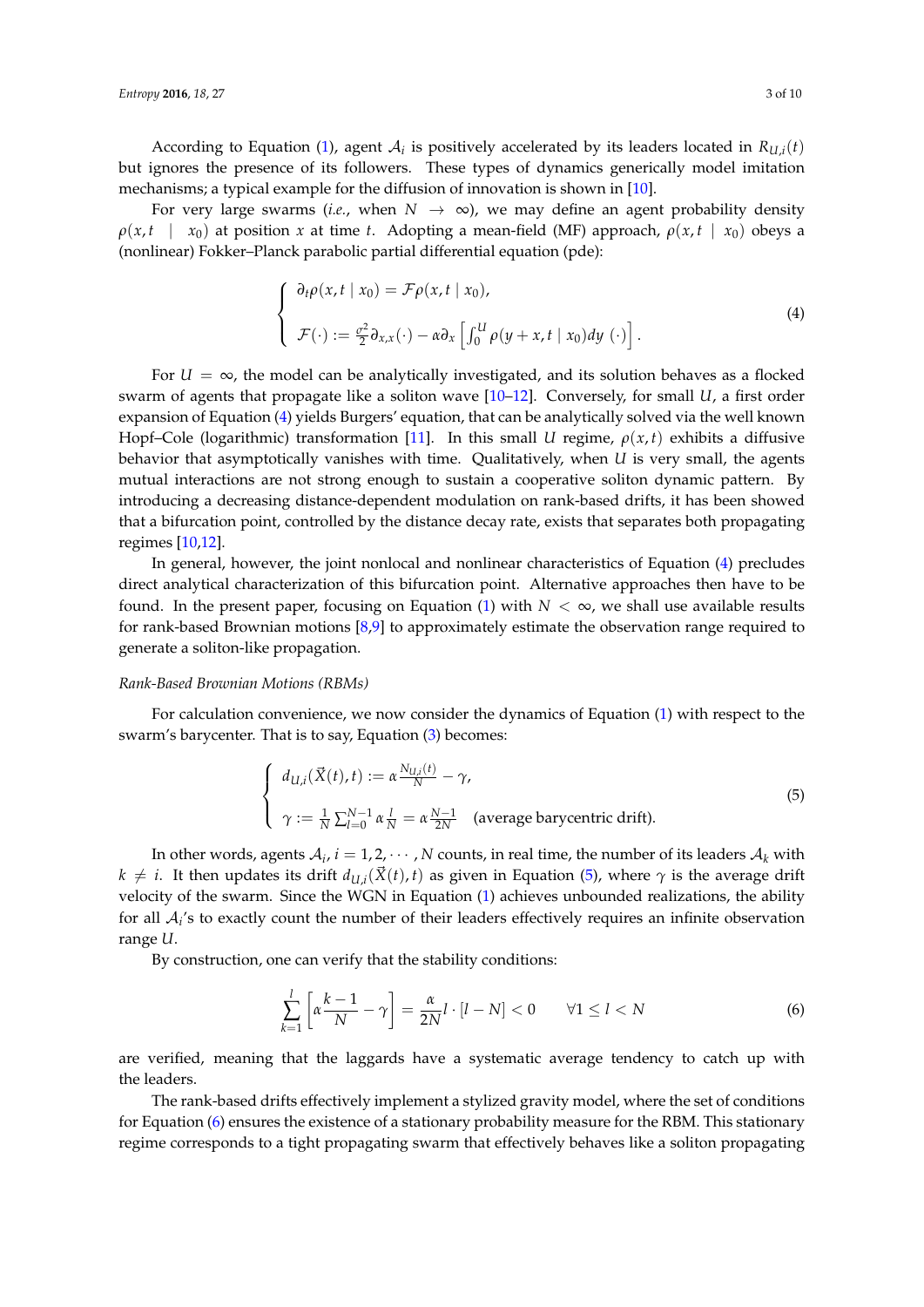According to Equation (1), agent $\mathcal{A}_i$ is positively accelerated by its leaders located in $R_{U,i}(t)$ but ignores the presence of its followers. These types of dynamics generically model imitation mechanisms; a typical example for the diffusion of innovation is shown in [10].

For very large swarms (*i.e.*, when $N \to \infty$), we may define an agent probability density $\rho(x, t \mid x_0)$ at position $x$ at time $t$. Adopting a mean-field (MF) approach, $\rho(x, t \mid x_0)$ obeys a (nonlinear) Fokker–Planck parabolic partial differential equation (pde):

$$
\begin{cases}
\partial_t \rho(x, t \mid x_0) = \mathcal{F}\rho(x, t \mid x_0), \\
\mathcal{F}(\cdot) := \frac{\sigma^2}{2}\partial_{x,x}(\cdot) - \alpha \partial_x \left[ \int_0^U \rho(y + x, t \mid x_0) dy \ (\cdot) \right].
\end{cases}
\tag{4}
$$

For $U = \infty$, the model can be analytically investigated, and its solution behaves as a flocked swarm of agents that propagate like a soliton wave [10–12]. Conversely, for small $U$, a first order expansion of Equation (4) yields Burgers' equation, that can be analytically solved via the well known Hopf–Cole (logarithmic) transformation [11]. In this small $U$ regime, $\rho(x, t)$ exhibits a diffusive behavior that asymptotically vanishes with time. Qualitatively, when $U$ is very small, the agents mutual interactions are not strong enough to sustain a cooperative soliton dynamic pattern. By introducing a decreasing distance-dependent modulation on rank-based drifts, it has been showed that a bifurcation point, controlled by the distance decay rate, exists that separates both propagating regimes [10,12].

In general, however, the joint nonlocal and nonlinear characteristics of Equation (4) precludes direct analytical characterization of this bifurcation point. Alternative approaches then have to be found. In the present paper, focusing on Equation (1) with $N < \infty$, we shall use available results for rank-based Brownian motions [8,9] to approximately estimate the observation range required to generate a soliton-like propagation.

*Rank-Based Brownian Motions (RBMs)*

For calculation convenience, we now consider the dynamics of Equation (1) with respect to the swarm's barycenter. That is to say, Equation (3) becomes:

$$
\begin{cases}
d_{U,i}(\vec{X}(t), t) := \alpha \frac{N_{U,i}(t)}{N} - \gamma, \\
\gamma := \frac{1}{N} \sum_{l=0}^{N-1} \alpha \frac{l}{N} = \alpha \frac{N-1}{2N} \quad \text{(average barycentric drift).}
\end{cases}
\tag{5}
$$

In other words, agents $\mathcal{A}_i$, $i = 1, 2, \cdots, N$ counts, in real time, the number of its leaders $\mathcal{A}_k$ with $k \neq i$. It then updates its drift $d_{U,i}(\vec{X}(t), t)$ as given in Equation (5), where $\gamma$ is the average drift velocity of the swarm. Since the WGN in Equation (1) achieves unbounded realizations, the ability for all $\mathcal{A}_i$'s to exactly count the number of their leaders effectively requires an infinite observation range $U$.

By construction, one can verify that the stability conditions:

$$
\sum_{k=1}^{l} \left[ \alpha \frac{k-1}{N} - \gamma \right] = \frac{\alpha}{2N} l \cdot [l - N] < 0 \qquad \forall 1 \leq l < N
\tag{6}
$$

are verified, meaning that the laggards have a systematic average tendency to catch up with the leaders.

The rank-based drifts effectively implement a stylized gravity model, where the set of conditions for Equation (6) ensures the existence of a stationary probability measure for the RBM. This stationary regime corresponds to a tight propagating swarm that effectively behaves like a soliton propagating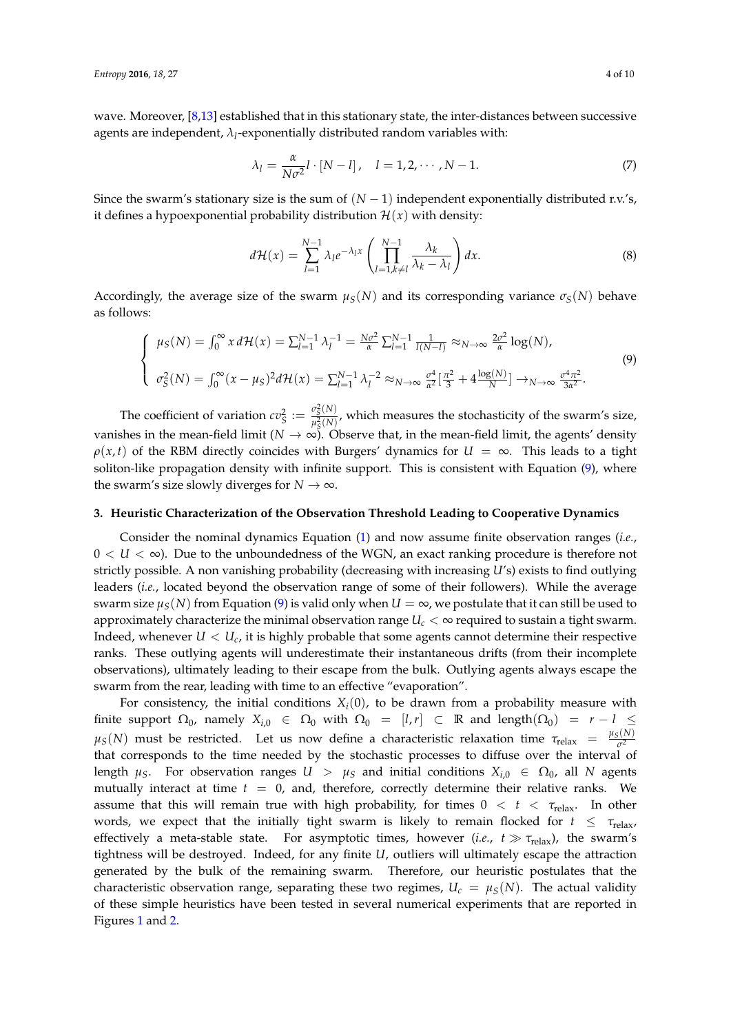wave. Moreover, [8,13] established that in this stationary state, the inter-distances between successive agents are independent, $\lambda_l$-exponentially distributed random variables with:

$$\lambda_l = \frac{\alpha}{N\sigma^2} l \cdot [N - l], \quad l = 1, 2, \cdots, N-1. \tag{7}$$

Since the swarm's stationary size is the sum of $(N-1)$ independent exponentially distributed r.v.'s, it defines a hypoexponential probability distribution $\mathcal{H}(x)$ with density:

$$d\mathcal{H}(x) = \sum_{l=1}^{N-1} \lambda_l e^{-\lambda_l x} \left( \prod_{l=1, k \neq l}^{N-1} \frac{\lambda_k}{\lambda_k - \lambda_l} \right) dx. \tag{8}$$

Accordingly, the average size of the swarm $\mu_S(N)$ and its corresponding variance $\sigma_S(N)$ behave as follows:

$$\begin{cases} \mu_S(N) = \int_0^\infty x \, d\mathcal{H}(x) = \sum_{l=1}^{N-1} \lambda_l^{-1} = \frac{N\sigma^2}{\alpha} \sum_{l=1}^{N-1} \frac{1}{l(N-l)} \approx_{N\to\infty} \frac{2\sigma^2}{\alpha} \log(N), \\[2ex] \sigma_S^2(N) = \int_0^\infty (x - \mu_S)^2 d\mathcal{H}(x) = \sum_{l=1}^{N-1} \lambda_l^{-2} \approx_{N\to\infty} \frac{\sigma^4}{\alpha^2} \left[ \frac{\pi^2}{3} + 4 \frac{\log(N)}{N} \right] \to_{N\to\infty} \frac{\sigma^4 \pi^2}{3\alpha^2}. \end{cases} \tag{9}$$

The coefficient of variation $cv_S^2 := \frac{\sigma_S^2(N)}{\mu_S^2(N)}$, which measures the stochasticity of the swarm's size, vanishes in the mean-field limit ($N \to \infty$). Observe that, in the mean-field limit, the agents' density $\rho(x,t)$ of the RBM directly coincides with Burgers' dynamics for $U = \infty$. This leads to a tight soliton-like propagation density with infinite support. This is consistent with Equation (9), where the swarm's size slowly diverges for $N \to \infty$.

## 3. Heuristic Characterization of the Observation Threshold Leading to Cooperative Dynamics

Consider the nominal dynamics Equation (1) and now assume finite observation ranges (*i.e.*, $0 < U < \infty$). Due to the unboundedness of the WGN, an exact ranking procedure is therefore not strictly possible. A non vanishing probability (decreasing with increasing $U$'s) exists to find outlying leaders (*i.e.*, located beyond the observation range of some of their followers). While the average swarm size $\mu_S(N)$ from Equation (9) is valid only when $U = \infty$, we postulate that it can still be used to approximately characterize the minimal observation range $U_c < \infty$ required to sustain a tight swarm. Indeed, whenever $U < U_c$, it is highly probable that some agents cannot determine their respective ranks. These outlying agents will underestimate their instantaneous drifts (from their incomplete observations), ultimately leading to their escape from the bulk. Outlying agents always escape the swarm from the rear, leading with time to an effective "evaporation".

For consistency, the initial conditions $X_i(0)$, to be drawn from a probability measure with finite support $\Omega_0$, namely $X_{i,0} \in \Omega_0$ with $\Omega_0 = [l, r] \subset \mathbb{R}$ and $\text{length}(\Omega_0) = r - l \leq \mu_S(N)$ must be restricted. Let us now define a characteristic relaxation time $\tau_{\text{relax}} = \frac{\mu_S(N)}{\sigma^2}$ that corresponds to the time needed by the stochastic processes to diffuse over the interval of length $\mu_S$. For observation ranges $U > \mu_S$ and initial conditions $X_{i,0} \in \Omega_0$, all $N$ agents mutually interact at time $t = 0$, and, therefore, correctly determine their relative ranks. We assume that this will remain true with high probability, for times $0 < t < \tau_{\text{relax}}$. In other words, we expect that the initially tight swarm is likely to remain flocked for $t \leq \tau_{\text{relax}}$, effectively a meta-stable state. For asymptotic times, however (*i.e.*, $t \gg \tau_{\text{relax}}$), the swarm's tightness will be destroyed. Indeed, for any finite $U$, outliers will ultimately escape the attraction generated by the bulk of the remaining swarm. Therefore, our heuristic postulates that the characteristic observation range, separating these two regimes, $U_c = \mu_S(N)$. The actual validity of these simple heuristics have been tested in several numerical experiments that are reported in Figures 1 and 2.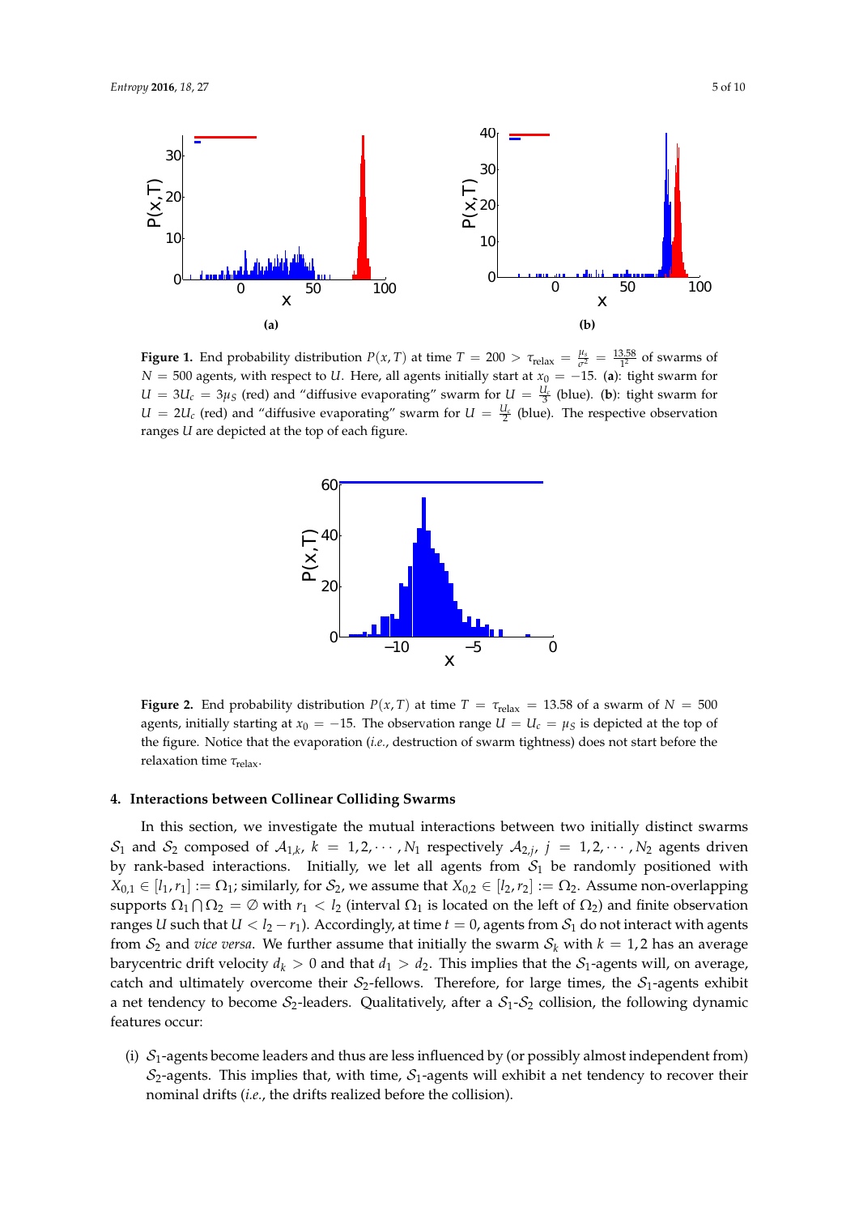**Figure 1.** End probability distribution $P(x, T)$ at time $T = 200 > \tau_{\text{relax}} = \frac{\mu_s}{\sigma^2} = \frac{13.58}{1^2}$ of swarms of $N = 500$ agents, with respect to $U$. Here, all agents initially start at $x_0 = -15$. (**a**): tight swarm for $U = 3U_c = 3\mu_S$ (red) and "diffusive evaporating" swarm for $U = \frac{U_c}{3}$ (blue). (**b**): tight swarm for $U = 2U_c$ (red) and "diffusive evaporating" swarm for $U = \frac{U_c}{2}$ (blue). The respective observation ranges $U$ are depicted at the top of each figure.

**Figure 2.** End probability distribution $P(x, T)$ at time $T = \tau_{\text{relax}} = 13.58$ of a swarm of $N = 500$ agents, initially starting at $x_0 = -15$. The observation range $U = U_c = \mu_S$ is depicted at the top of the figure. Notice that the evaporation (*i.e.*, destruction of swarm tightness) does not start before the relaxation time $\tau_{\text{relax}}$.

## 4. Interactions between Collinear Colliding Swarms

In this section, we investigate the mutual interactions between two initially distinct swarms $\mathcal{S}_1$ and $\mathcal{S}_2$ composed of $\mathcal{A}_{1,k}$, $k = 1, 2, \cdots, N_1$ respectively $\mathcal{A}_{2,j}$, $j = 1, 2, \cdots, N_2$ agents driven by rank-based interactions. Initially, we let all agents from $\mathcal{S}_1$ be randomly positioned with $X_{0,1} \in [l_1, r_1] := \Omega_1$; similarly, for $\mathcal{S}_2$, we assume that $X_{0,2} \in [l_2, r_2] := \Omega_2$. Assume non-overlapping supports $\Omega_1 \bigcap \Omega_2 = \emptyset$ with $r_1 < l_2$ (interval $\Omega_1$ is located on the left of $\Omega_2$) and finite observation ranges $U$ such that $U < l_2 - r_1$). Accordingly, at time $t = 0$, agents from $\mathcal{S}_1$ do not interact with agents from $\mathcal{S}_2$ and *vice versa*. We further assume that initially the swarm $\mathcal{S}_k$ with $k = 1, 2$ has an average barycentric drift velocity $d_k > 0$ and that $d_1 > d_2$. This implies that the $\mathcal{S}_1$-agents will, on average, catch and ultimately overcome their $\mathcal{S}_2$-fellows. Therefore, for large times, the $\mathcal{S}_1$-agents exhibit a net tendency to become $\mathcal{S}_2$-leaders. Qualitatively, after a $\mathcal{S}_1$-$\mathcal{S}_2$ collision, the following dynamic features occur:

(i) $\mathcal{S}_1$-agents become leaders and thus are less influenced by (or possibly almost independent from) $\mathcal{S}_2$-agents. This implies that, with time, $\mathcal{S}_1$-agents will exhibit a net tendency to recover their nominal drifts (*i.e.*, the drifts realized before the collision).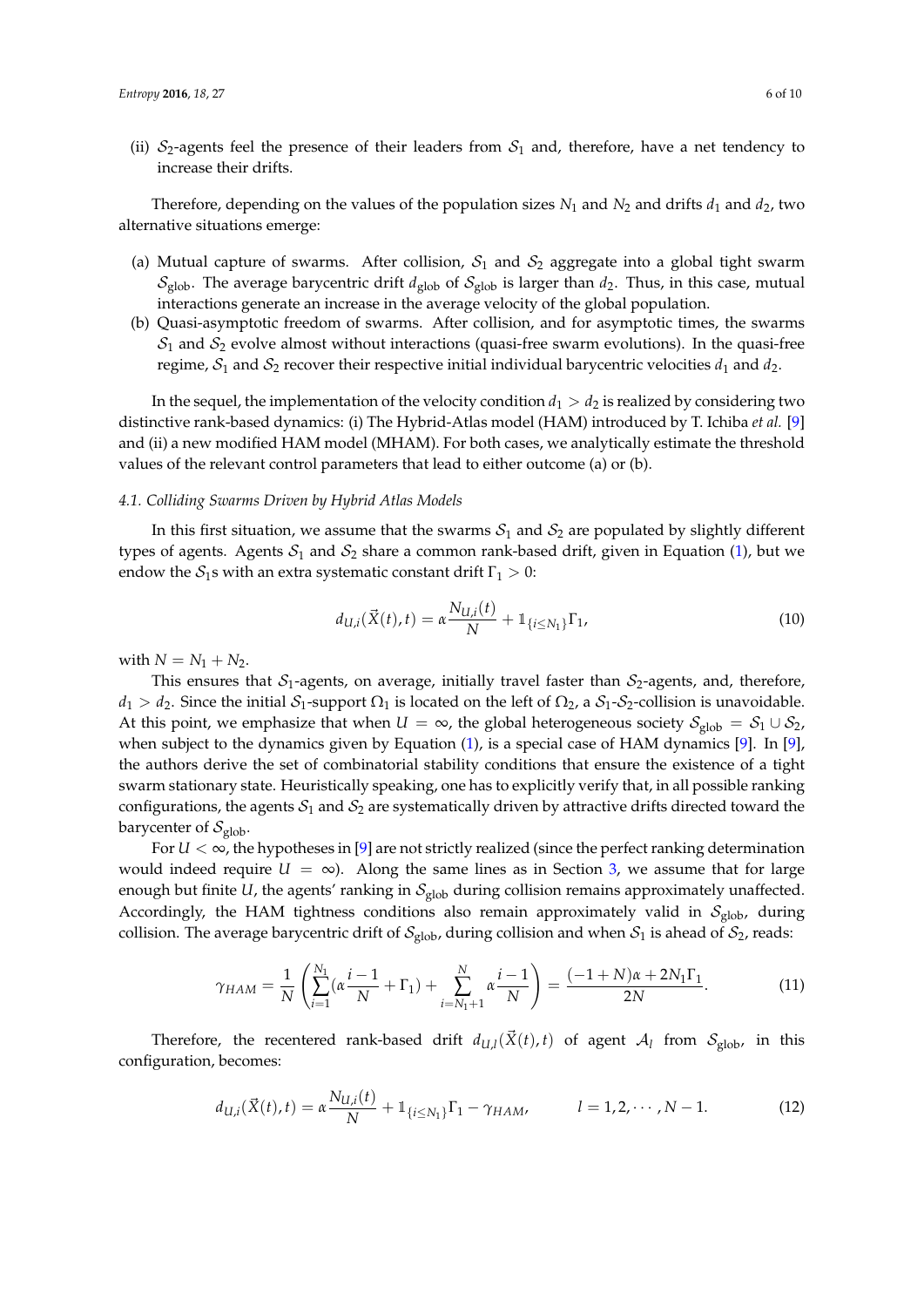(ii) $\mathcal{S}_2$-agents feel the presence of their leaders from $\mathcal{S}_1$ and, therefore, have a net tendency to increase their drifts.

Therefore, depending on the values of the population sizes $N_1$ and $N_2$ and drifts $d_1$ and $d_2$, two alternative situations emerge:

(a) Mutual capture of swarms. After collision, $\mathcal{S}_1$ and $\mathcal{S}_2$ aggregate into a global tight swarm $\mathcal{S}_{\text{glob}}$. The average barycentric drift $d_{\text{glob}}$ of $\mathcal{S}_{\text{glob}}$ is larger than $d_2$. Thus, in this case, mutual interactions generate an increase in the average velocity of the global population.

(b) Quasi-asymptotic freedom of swarms. After collision, and for asymptotic times, the swarms $\mathcal{S}_1$ and $\mathcal{S}_2$ evolve almost without interactions (quasi-free swarm evolutions). In the quasi-free regime, $\mathcal{S}_1$ and $\mathcal{S}_2$ recover their respective initial individual barycentric velocities $d_1$ and $d_2$.

In the sequel, the implementation of the velocity condition $d_1 > d_2$ is realized by considering two distinctive rank-based dynamics: (i) The Hybrid-Atlas model (HAM) introduced by T. Ichiba *et al.* [9] and (ii) a new modified HAM model (MHAM). For both cases, we analytically estimate the threshold values of the relevant control parameters that lead to either outcome (a) or (b).

### 4.1. Colliding Swarms Driven by Hybrid Atlas Models

In this first situation, we assume that the swarms $\mathcal{S}_1$ and $\mathcal{S}_2$ are populated by slightly different types of agents. Agents $\mathcal{S}_1$ and $\mathcal{S}_2$ share a common rank-based drift, given in Equation (1), but we endow the $\mathcal{S}_1$s with an extra systematic constant drift $\Gamma_1 > 0$:

$$d_{U,i}(\vec{X}(t),t) = \alpha \frac{N_{U,i}(t)}{N} + \mathbb{1}_{\{i \leq N_1\}} \Gamma_1, \tag{10}$$

with $N = N_1 + N_2$.

This ensures that $\mathcal{S}_1$-agents, on average, initially travel faster than $\mathcal{S}_2$-agents, and, therefore, $d_1 > d_2$. Since the initial $\mathcal{S}_1$-support $\Omega_1$ is located on the left of $\Omega_2$, a $\mathcal{S}_1$-$\mathcal{S}_2$-collision is unavoidable. At this point, we emphasize that when $U = \infty$, the global heterogeneous society $\mathcal{S}_{\text{glob}} = \mathcal{S}_1 \cup \mathcal{S}_2$, when subject to the dynamics given by Equation (1), is a special case of HAM dynamics [9]. In [9], the authors derive the set of combinatorial stability conditions that ensure the existence of a tight swarm stationary state. Heuristically speaking, one has to explicitly verify that, in all possible ranking configurations, the agents $\mathcal{S}_1$ and $\mathcal{S}_2$ are systematically driven by attractive drifts directed toward the barycenter of $\mathcal{S}_{\text{glob}}$.

For $U < \infty$, the hypotheses in [9] are not strictly realized (since the perfect ranking determination would indeed require $U = \infty$). Along the same lines as in Section 3, we assume that for large enough but finite $U$, the agents' ranking in $\mathcal{S}_{\text{glob}}$ during collision remains approximately unaffected. Accordingly, the HAM tightness conditions also remain approximately valid in $\mathcal{S}_{\text{glob}}$, during collision. The average barycentric drift of $\mathcal{S}_{\text{glob}}$, during collision and when $\mathcal{S}_1$ is ahead of $\mathcal{S}_2$, reads:

$$\gamma_{HAM} = \frac{1}{N}\left(\sum_{i=1}^{N_1}\left(\alpha\frac{i-1}{N} + \Gamma_1\right) + \sum_{i=N_1+1}^{N} \alpha\frac{i-1}{N}\right) = \frac{(-1+N)\alpha + 2N_1\Gamma_1}{2N}. \tag{11}$$

Therefore, the recentered rank-based drift $d_{U,l}(\vec{X}(t),t)$ of agent $\mathcal{A}_l$ from $\mathcal{S}_{\text{glob}}$, in this configuration, becomes:

$$d_{U,i}(\vec{X}(t),t) = \alpha\frac{N_{U,i}(t)}{N} + \mathbb{1}_{\{i \leq N_1\}}\Gamma_1 - \gamma_{HAM}, \qquad l = 1, 2, \cdots, N-1. \tag{12}$$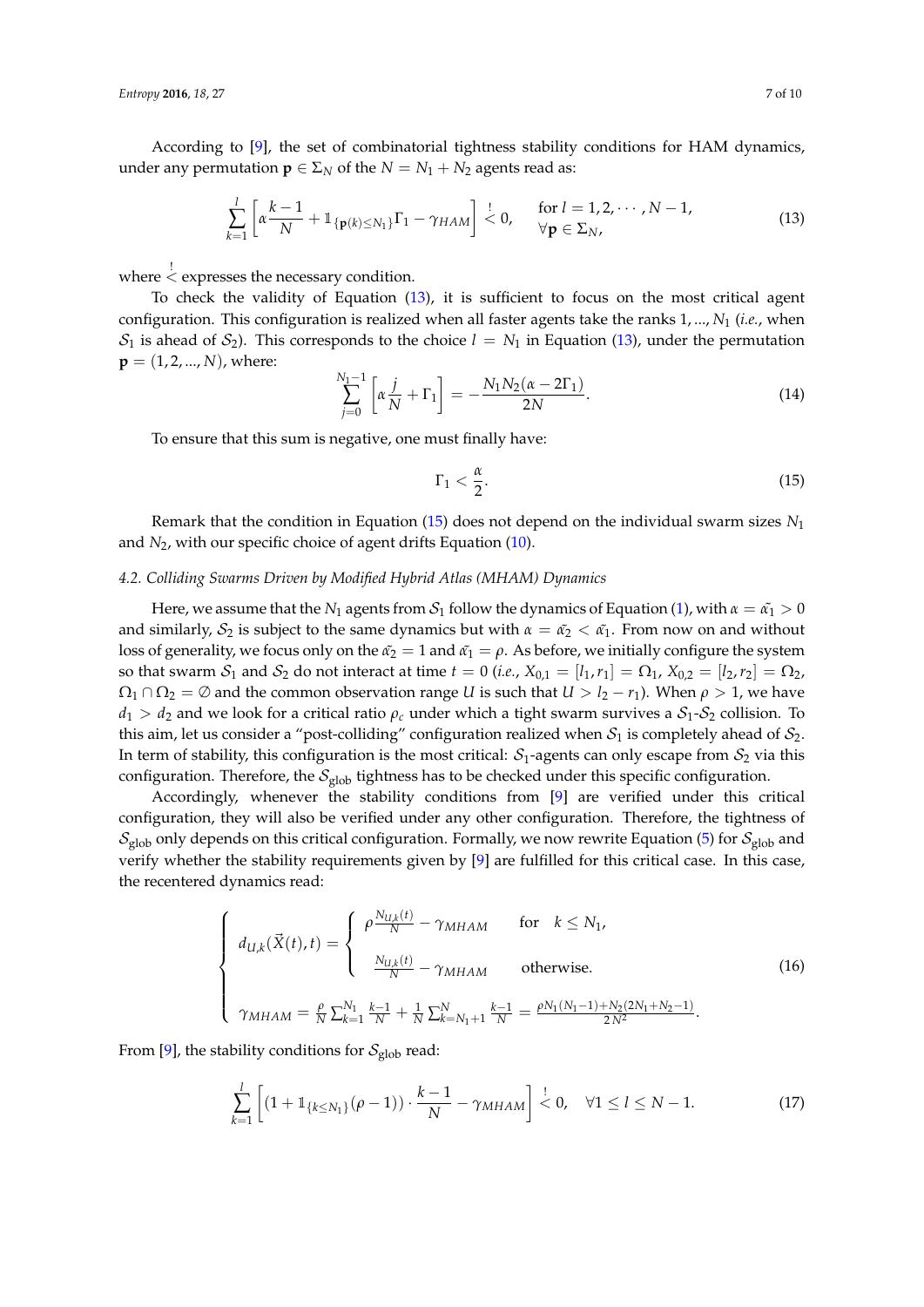According to [9], the set of combinatorial tightness stability conditions for HAM dynamics, under any permutation $\mathbf{p} \in \Sigma_N$ of the $N = N_1 + N_2$ agents read as:

$$\sum_{k=1}^{l} \left[ \alpha \frac{k-1}{N} + \mathbb{1}_{\{\mathbf{p}(k) \leq N_1\}} \Gamma_1 - \gamma_{HAM} \right] \overset{!}{<} 0, \qquad \begin{array}{l} \text{for } l = 1, 2, \cdots, N-1, \\ \forall \mathbf{p} \in \Sigma_N, \end{array} \tag{13}$$

where $\overset{!}{<}$ expresses the necessary condition.

To check the validity of Equation (13), it is sufficient to focus on the most critical agent configuration. This configuration is realized when all faster agents take the ranks $1, ..., N_1$ (*i.e.*, when $\mathcal{S}_1$ is ahead of $\mathcal{S}_2$). This corresponds to the choice $l = N_1$ in Equation (13), under the permutation $\mathbf{p} = (1, 2, ..., N)$, where:

$$\sum_{j=0}^{N_1-1} \left[ \alpha \frac{j}{N} + \Gamma_1 \right] = -\frac{N_1 N_2 (\alpha - 2\Gamma_1)}{2N}. \tag{14}$$

To ensure that this sum is negative, one must finally have:

$$\Gamma_1 < \frac{\alpha}{2}. \tag{15}$$

Remark that the condition in Equation (15) does not depend on the individual swarm sizes $N_1$ and $N_2$, with our specific choice of agent drifts Equation (10).

### 4.2. Colliding Swarms Driven by Modified Hybrid Atlas (MHAM) Dynamics

Here, we assume that the $N_1$ agents from $\mathcal{S}_1$ follow the dynamics of Equation (1), with $\alpha = \tilde{\alpha_1} > 0$ and similarly, $\mathcal{S}_2$ is subject to the same dynamics but with $\alpha = \tilde{\alpha_2} < \tilde{\alpha_1}$. From now on and without loss of generality, we focus only on the $\tilde{\alpha_2} = 1$ and $\tilde{\alpha_1} = \rho$. As before, we initially configure the system so that swarm $\mathcal{S}_1$ and $\mathcal{S}_2$ do not interact at time $t = 0$ (*i.e.*, $X_{0,1} = [l_1, r_1] = \Omega_1$, $X_{0,2} = [l_2, r_2] = \Omega_2$, $\Omega_1 \cap \Omega_2 = \emptyset$ and the common observation range $U$ is such that $U > l_2 - r_1$). When $\rho > 1$, we have $d_1 > d_2$ and we look for a critical ratio $\rho_c$ under which a tight swarm survives a $\mathcal{S}_1$-$\mathcal{S}_2$ collision. To this aim, let us consider a "post-colliding" configuration realized when $\mathcal{S}_1$ is completely ahead of $\mathcal{S}_2$. In term of stability, this configuration is the most critical: $\mathcal{S}_1$-agents can only escape from $\mathcal{S}_2$ via this configuration. Therefore, the $\mathcal{S}_{\text{glob}}$ tightness has to be checked under this specific configuration.

Accordingly, whenever the stability conditions from [9] are verified under this critical configuration, they will also be verified under any other configuration. Therefore, the tightness of $\mathcal{S}_{\text{glob}}$ only depends on this critical configuration. Formally, we now rewrite Equation (5) for $\mathcal{S}_{\text{glob}}$ and verify whether the stability requirements given by [9] are fulfilled for this critical case. In this case, the recentered dynamics read:

$$\left\{ \begin{array}{l} d_{U,k}(\vec{X}(t), t) = \left\{ \begin{array}{ll} \rho \frac{N_{U,k}(t)}{N} - \gamma_{MHAM} & \text{for} \quad k \leq N_1, \\ \\ \frac{N_{U,k}(t)}{N} - \gamma_{MHAM} & \text{otherwise.} \end{array} \right. \\ \\ \gamma_{MHAM} = \frac{\rho}{N} \sum_{k=1}^{N_1} \frac{k-1}{N} + \frac{1}{N} \sum_{k=N_1+1}^{N} \frac{k-1}{N} = \frac{\rho N_1 (N_1 - 1) + N_2 (2N_1 + N_2 - 1)}{2N^2}. \end{array} \right. \tag{16}$$

From [9], the stability conditions for $\mathcal{S}_{\text{glob}}$ read:

$$\sum_{k=1}^{l} \left[ \left(1 + \mathbb{1}_{\{k \leq N_1\}} (\rho - 1)\right) \cdot \frac{k-1}{N} - \gamma_{MHAM} \right] \overset{!}{<} 0, \quad \forall 1 \leq l \leq N-1. \tag{17}$$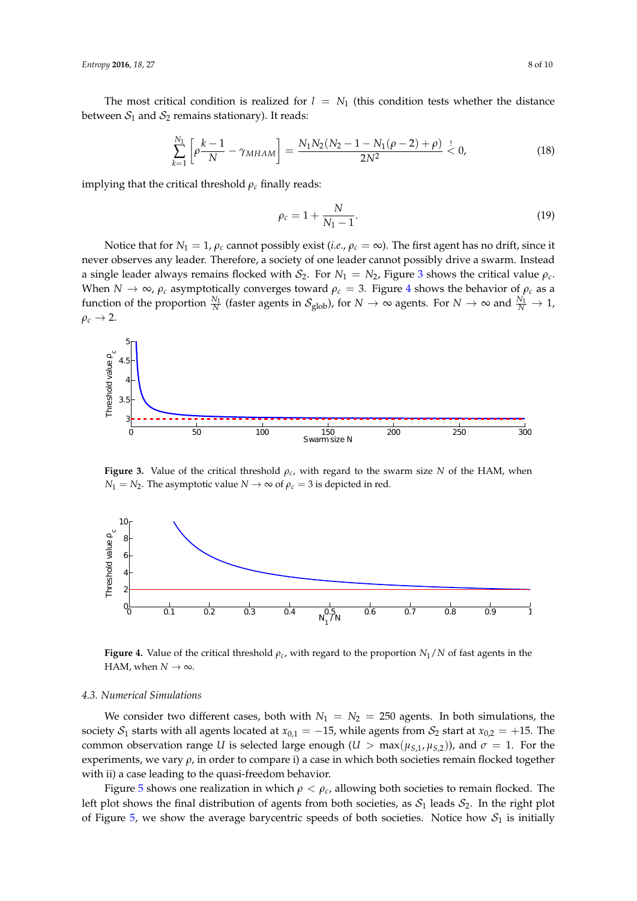The most critical condition is realized for $l = N_1$ (this condition tests whether the distance between $\mathcal{S}_1$ and $\mathcal{S}_2$ remains stationary). It reads:

$$\sum_{k=1}^{N_1} \left[ \rho \frac{k-1}{N} - \gamma_{MHAM} \right] = \frac{N_1 N_2 (N_2 - 1 - N_1(\rho - 2) + \rho)}{2N^2} \overset{!}{<} 0, \tag{18}$$

implying that the critical threshold $\rho_c$ finally reads:

$$\rho_c = 1 + \frac{N}{N_1 - 1}. \tag{19}$$

Notice that for $N_1 = 1$, $\rho_c$ cannot possibly exist (*i.e.*, $\rho_c = \infty$). The first agent has no drift, since it never observes any leader. Therefore, a society of one leader cannot possibly drive a swarm. Instead a single leader always remains flocked with $\mathcal{S}_2$. For $N_1 = N_2$, Figure 3 shows the critical value $\rho_c$. When $N \to \infty$, $\rho_c$ asymptotically converges toward $\rho_c = 3$. Figure 4 shows the behavior of $\rho_c$ as a function of the proportion $\frac{N_1}{N}$ (faster agents in $\mathcal{S}_{\text{glob}}$), for $N \to \infty$ agents. For $N \to \infty$ and $\frac{N_1}{N} \to 1$, $\rho_c \to 2$.

**Figure 3.** Value of the critical threshold $\rho_c$, with regard to the swarm size $N$ of the HAM, when $N_1 = N_2$. The asymptotic value $N \to \infty$ of $\rho_c = 3$ is depicted in red.

**Figure 4.** Value of the critical threshold $\rho_c$, with regard to the proportion $N_1/N$ of fast agents in the HAM, when $N \to \infty$.

### 4.3. Numerical Simulations

We consider two different cases, both with $N_1 = N_2 = 250$ agents. In both simulations, the society $\mathcal{S}_1$ starts with all agents located at $x_{0,1} = -15$, while agents from $\mathcal{S}_2$ start at $x_{0,2} = +15$. The common observation range $U$ is selected large enough ($U > \max(\mu_{S,1}, \mu_{S,2})$), and $\sigma = 1$. For the experiments, we vary $\rho$, in order to compare i) a case in which both societies remain flocked together with ii) a case leading to the quasi-freedom behavior.

Figure 5 shows one realization in which $\rho < \rho_c$, allowing both societies to remain flocked. The left plot shows the final distribution of agents from both societies, as $\mathcal{S}_1$ leads $\mathcal{S}_2$. In the right plot of Figure 5, we show the average barycentric speeds of both societies. Notice how $\mathcal{S}_1$ is initially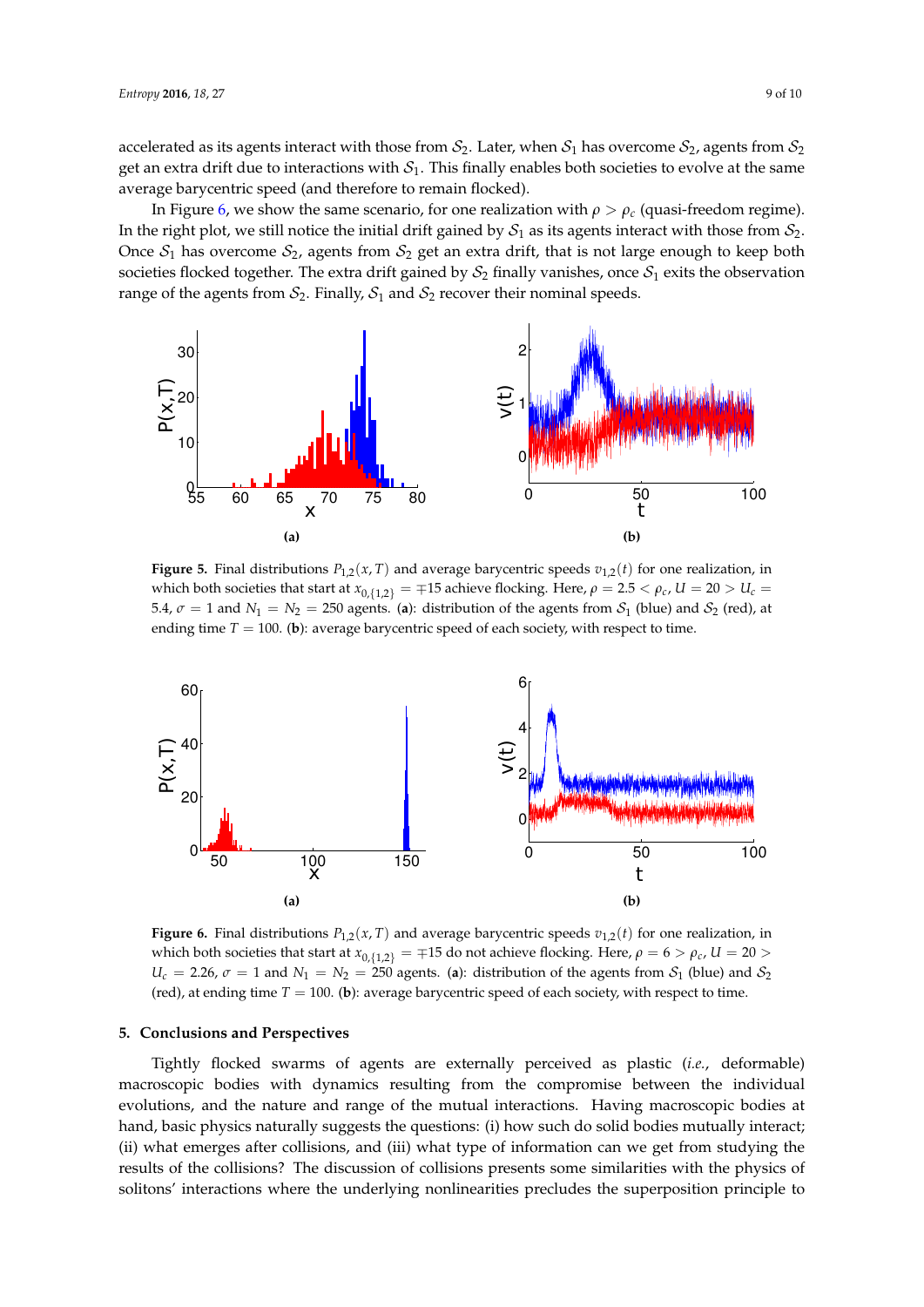accelerated as its agents interact with those from $\mathcal{S}_2$. Later, when $\mathcal{S}_1$ has overcome $\mathcal{S}_2$, agents from $\mathcal{S}_2$ get an extra drift due to interactions with $\mathcal{S}_1$. This finally enables both societies to evolve at the same average barycentric speed (and therefore to remain flocked).

In Figure 6, we show the same scenario, for one realization with $\rho > \rho_c$ (quasi-freedom regime). In the right plot, we still notice the initial drift gained by $\mathcal{S}_1$ as its agents interact with those from $\mathcal{S}_2$. Once $\mathcal{S}_1$ has overcome $\mathcal{S}_2$, agents from $\mathcal{S}_2$ get an extra drift, that is not large enough to keep both societies flocked together. The extra drift gained by $\mathcal{S}_2$ finally vanishes, once $\mathcal{S}_1$ exits the observation range of the agents from $\mathcal{S}_2$. Finally, $\mathcal{S}_1$ and $\mathcal{S}_2$ recover their nominal speeds.

**Figure 5.** Final distributions $P_{1,2}(x, T)$ and average barycentric speeds $v_{1,2}(t)$ for one realization, in which both societies that start at $x_{0,\{1,2\}} = \mp 15$ achieve flocking. Here, $\rho = 2.5 < \rho_c$, $U = 20 > U_c = 5.4$, $\sigma = 1$ and $N_1 = N_2 = 250$ agents. (**a**): distribution of the agents from $\mathcal{S}_1$ (blue) and $\mathcal{S}_2$ (red), at ending time $T = 100$. (**b**): average barycentric speed of each society, with respect to time.

**Figure 6.** Final distributions $P_{1,2}(x, T)$ and average barycentric speeds $v_{1,2}(t)$ for one realization, in which both societies that start at $x_{0,\{1,2\}} = \mp 15$ do not achieve flocking. Here, $\rho = 6 > \rho_c$, $U = 20 > U_c = 2.26$, $\sigma = 1$ and $N_1 = N_2 = 250$ agents. (**a**): distribution of the agents from $\mathcal{S}_1$ (blue) and $\mathcal{S}_2$ (red), at ending time $T = 100$. (**b**): average barycentric speed of each society, with respect to time.

## 5. Conclusions and Perspectives

Tightly flocked swarms of agents are externally perceived as plastic (*i.e.*, deformable) macroscopic bodies with dynamics resulting from the compromise between the individual evolutions, and the nature and range of the mutual interactions. Having macroscopic bodies at hand, basic physics naturally suggests the questions: (i) how such do solid bodies mutually interact; (ii) what emerges after collisions, and (iii) what type of information can we get from studying the results of the collisions? The discussion of collisions presents some similarities with the physics of solitons' interactions where the underlying nonlinearities precludes the superposition principle to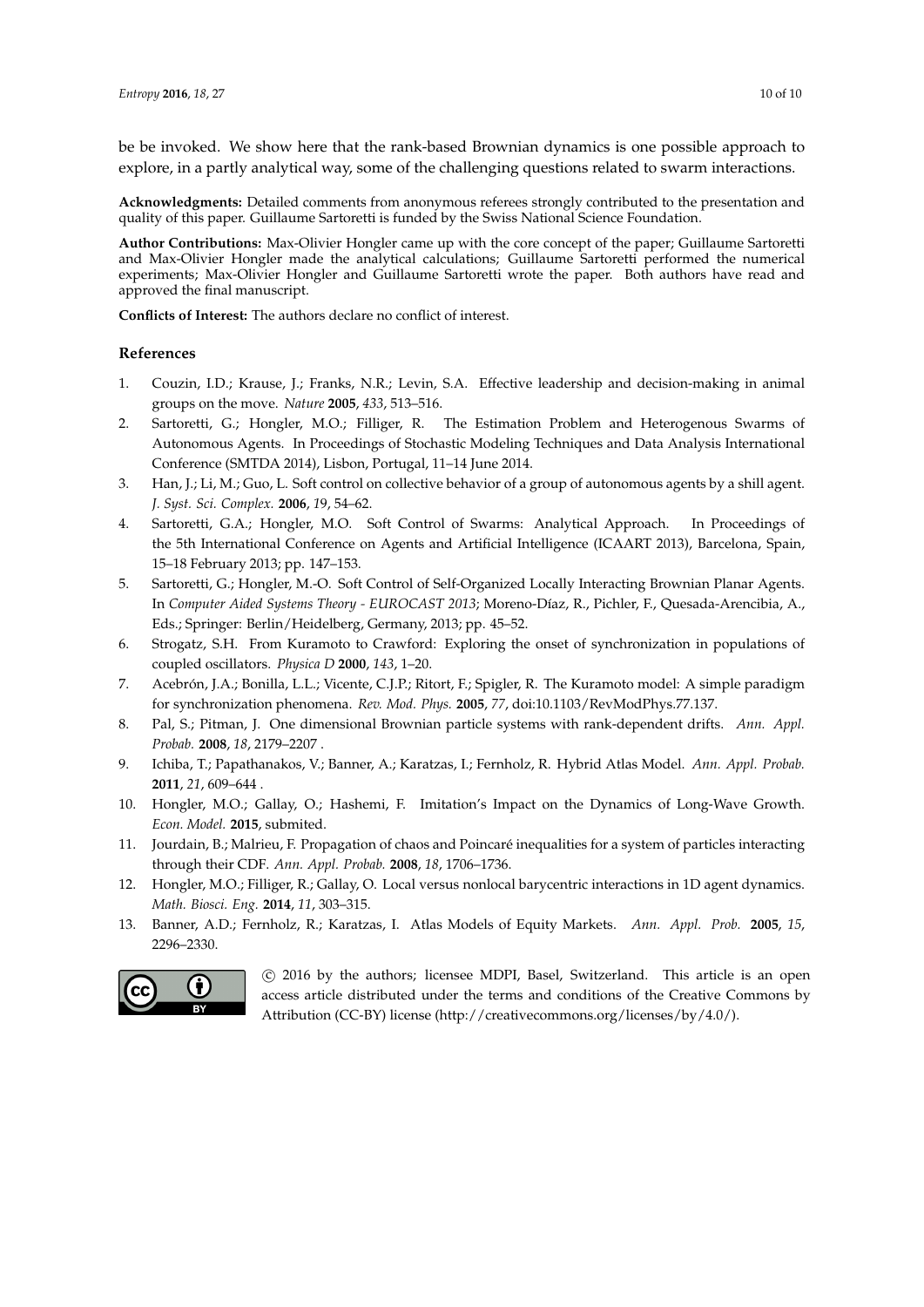be be invoked. We show here that the rank-based Brownian dynamics is one possible approach to explore, in a partly analytical way, some of the challenging questions related to swarm interactions.

**Acknowledgments:** Detailed comments from anonymous referees strongly contributed to the presentation and quality of this paper. Guillaume Sartoretti is funded by the Swiss National Science Foundation.

**Author Contributions:** Max-Olivier Hongler came up with the core concept of the paper; Guillaume Sartoretti and Max-Olivier Hongler made the analytical calculations; Guillaume Sartoretti performed the numerical experiments; Max-Olivier Hongler and Guillaume Sartoretti wrote the paper. Both authors have read and approved the final manuscript.

**Conflicts of Interest:** The authors declare no conflict of interest.

## References

1. Couzin, I.D.; Krause, J.; Franks, N.R.; Levin, S.A. Effective leadership and decision-making in animal groups on the move. *Nature* **2005**, *433*, 513–516.
2. Sartoretti, G.; Hongler, M.O.; Filliger, R. The Estimation Problem and Heterogenous Swarms of Autonomous Agents. In Proceedings of Stochastic Modeling Techniques and Data Analysis International Conference (SMTDA 2014), Lisbon, Portugal, 11–14 June 2014.
3. Han, J.; Li, M.; Guo, L. Soft control on collective behavior of a group of autonomous agents by a shill agent. *J. Syst. Sci. Complex.* **2006**, *19*, 54–62.
4. Sartoretti, G.A.; Hongler, M.O. Soft Control of Swarms: Analytical Approach. In Proceedings of the 5th International Conference on Agents and Artificial Intelligence (ICAART 2013), Barcelona, Spain, 15–18 February 2013; pp. 147–153.
5. Sartoretti, G.; Hongler, M.-O. Soft Control of Self-Organized Locally Interacting Brownian Planar Agents. In *Computer Aided Systems Theory - EUROCAST 2013*; Moreno-Díaz, R., Pichler, F., Quesada-Arencibia, A., Eds.; Springer: Berlin/Heidelberg, Germany, 2013; pp. 45–52.
6. Strogatz, S.H. From Kuramoto to Crawford: Exploring the onset of synchronization in populations of coupled oscillators. *Physica D* **2000**, *143*, 1–20.
7. Acebrón, J.A.; Bonilla, L.L.; Vicente, C.J.P.; Ritort, F.; Spigler, R. The Kuramoto model: A simple paradigm for synchronization phenomena. *Rev. Mod. Phys.* **2005**, *77*, doi:10.1103/RevModPhys.77.137.
8. Pal, S.; Pitman, J. One dimensional Brownian particle systems with rank-dependent drifts. *Ann. Appl. Probab.* **2008**, *18*, 2179–2207 .
9. Ichiba, T.; Papathanakos, V.; Banner, A.; Karatzas, I.; Fernholz, R. Hybrid Atlas Model. *Ann. Appl. Probab.* **2011**, *21*, 609–644 .
10. Hongler, M.O.; Gallay, O.; Hashemi, F. Imitation's Impact on the Dynamics of Long-Wave Growth. *Econ. Model.* **2015**, submited.
11. Jourdain, B.; Malrieu, F. Propagation of chaos and Poincaré inequalities for a system of particles interacting through their CDF. *Ann. Appl. Probab.* **2008**, *18*, 1706–1736.
12. Hongler, M.O.; Filliger, R.; Gallay, O. Local versus nonlocal barycentric interactions in 1D agent dynamics. *Math. Biosci. Eng.* **2014**, *11*, 303–315.
13. Banner, A.D.; Fernholz, R.; Karatzas, I. Atlas Models of Equity Markets. *Ann. Appl. Prob.* **2005**, *15*, 2296–2330.

© 2016 by the authors; licensee MDPI, Basel, Switzerland. This article is an open access article distributed under the terms and conditions of the Creative Commons by Attribution (CC-BY) license (http://creativecommons.org/licenses/by/4.0/).